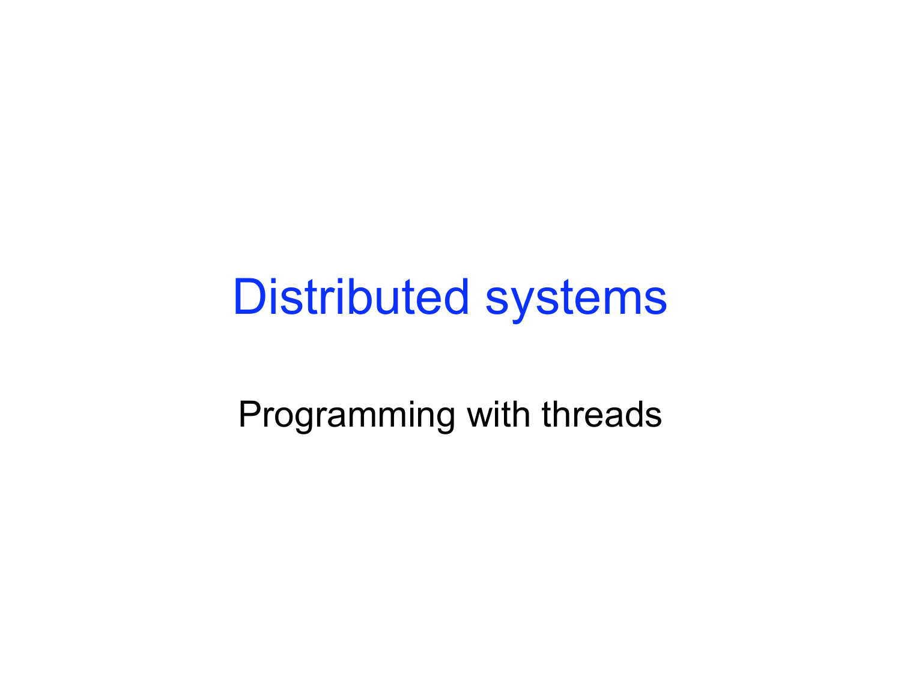# Distributed systems

## Programming with threads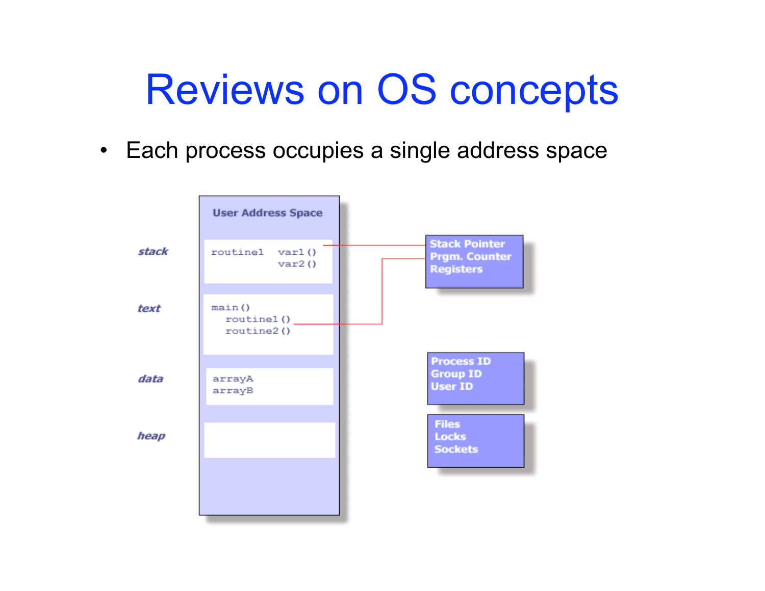# Reviews on OS concepts

- Each process occupies a single address space

User Address Space

*stack*

```
routine1   var1()
           var2()
```

*text*

```
main()
  routine1()
  routine2()
```

*data*

```
arrayA
arrayB
```

*heap*

**Stack Pointer**
**Prgm. Counter**
**Registers**

**Process ID**
**Group ID**
**User ID**

**Files**
**Locks**
**Sockets**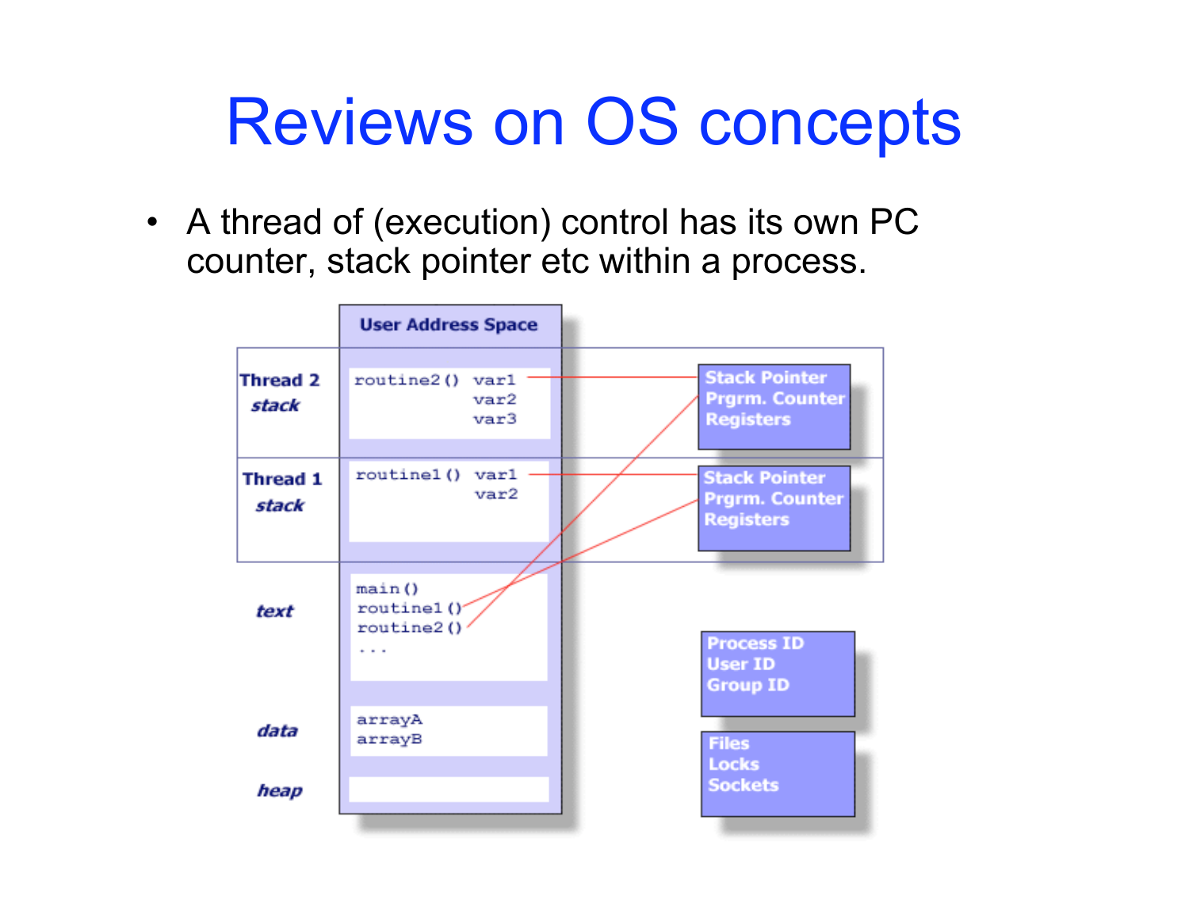# Reviews on OS concepts

- A thread of (execution) control has its own PC counter, stack pointer etc within a process.

User Address Space

| | | | |
|---|---|---|---|
| Thread 2 *stack* | routine2() var1 var2 var3 | | Stack Pointer Prgrm. Counter Registers |
| Thread 1 *stack* | routine1() var1 var2 | | Stack Pointer Prgrm. Counter Registers |
| *text* | main() routine1() routine2() ... | | |
| *data* | arrayA arrayB | | Process ID User ID Group ID |
| *heap* | | | Files Locks Sockets |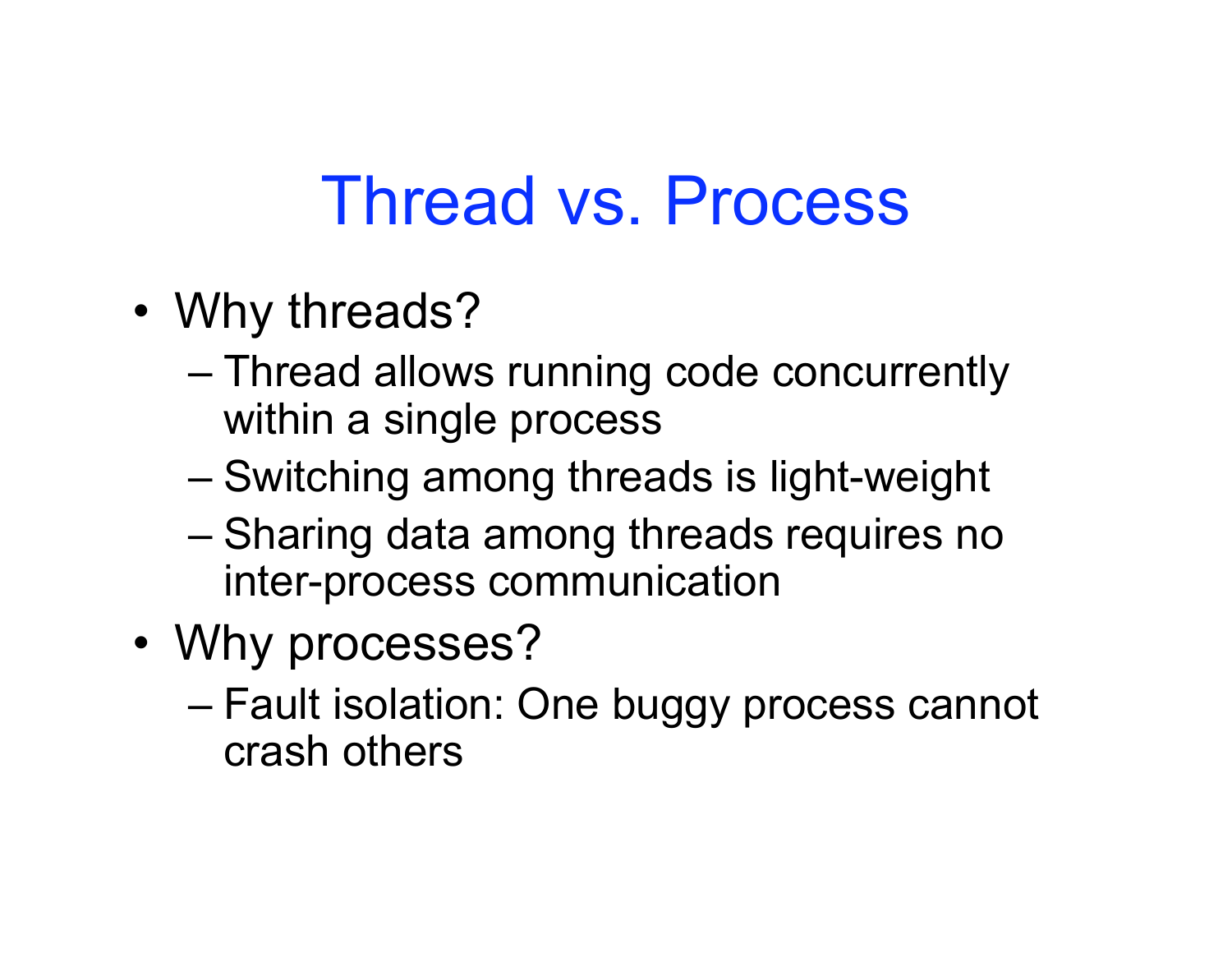# Thread vs. Process

- Why threads?
  - Thread allows running code concurrently within a single process
  - Switching among threads is light-weight
  - Sharing data among threads requires no inter-process communication
- Why processes?
  - Fault isolation: One buggy process cannot crash others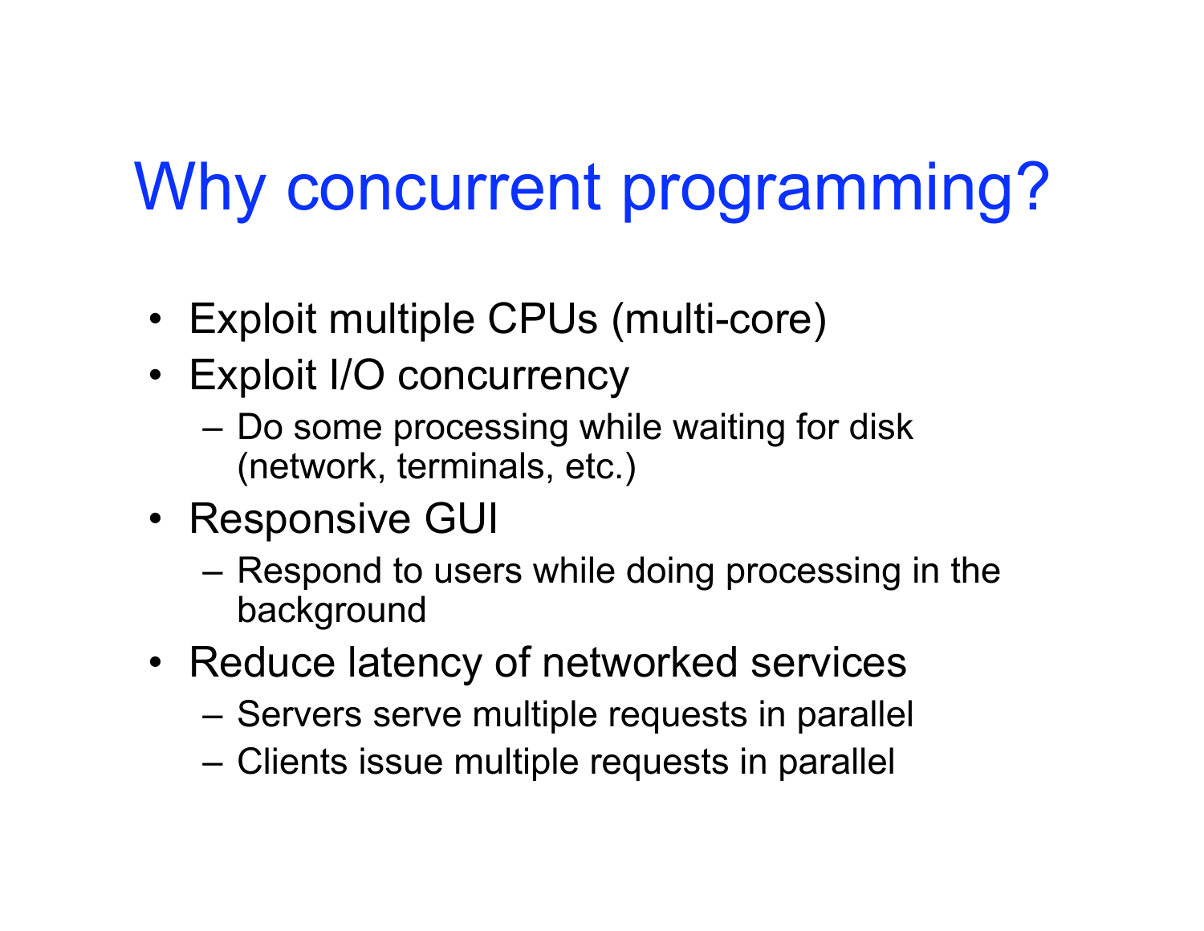# Why concurrent programming?

- Exploit multiple CPUs (multi-core)
- Exploit I/O concurrency
  - Do some processing while waiting for disk (network, terminals, etc.)
- Responsive GUI
  - Respond to users while doing processing in the background
- Reduce latency of networked services
  - Servers serve multiple requests in parallel
  - Clients issue multiple requests in parallel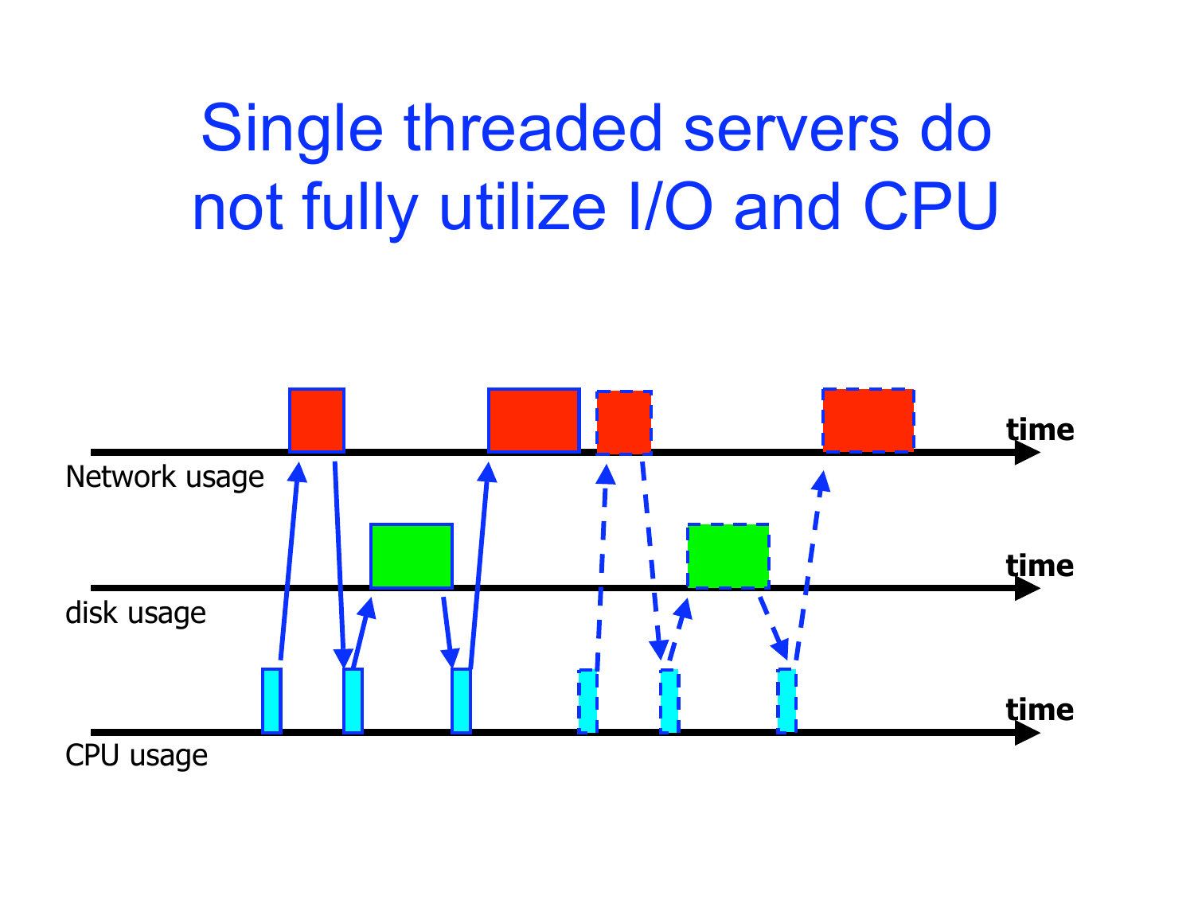# Single threaded servers do not fully utilize I/O and CPU

time

Network usage

time

disk usage

time

CPU usage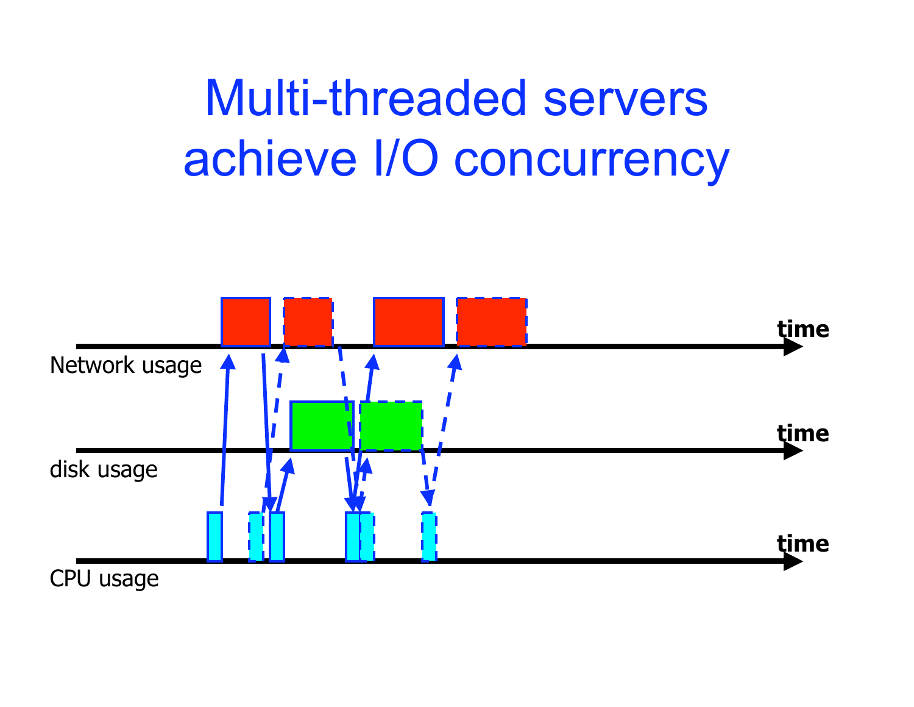# Multi-threaded servers achieve I/O concurrency

time

Network usage

time

disk usage

time

CPU usage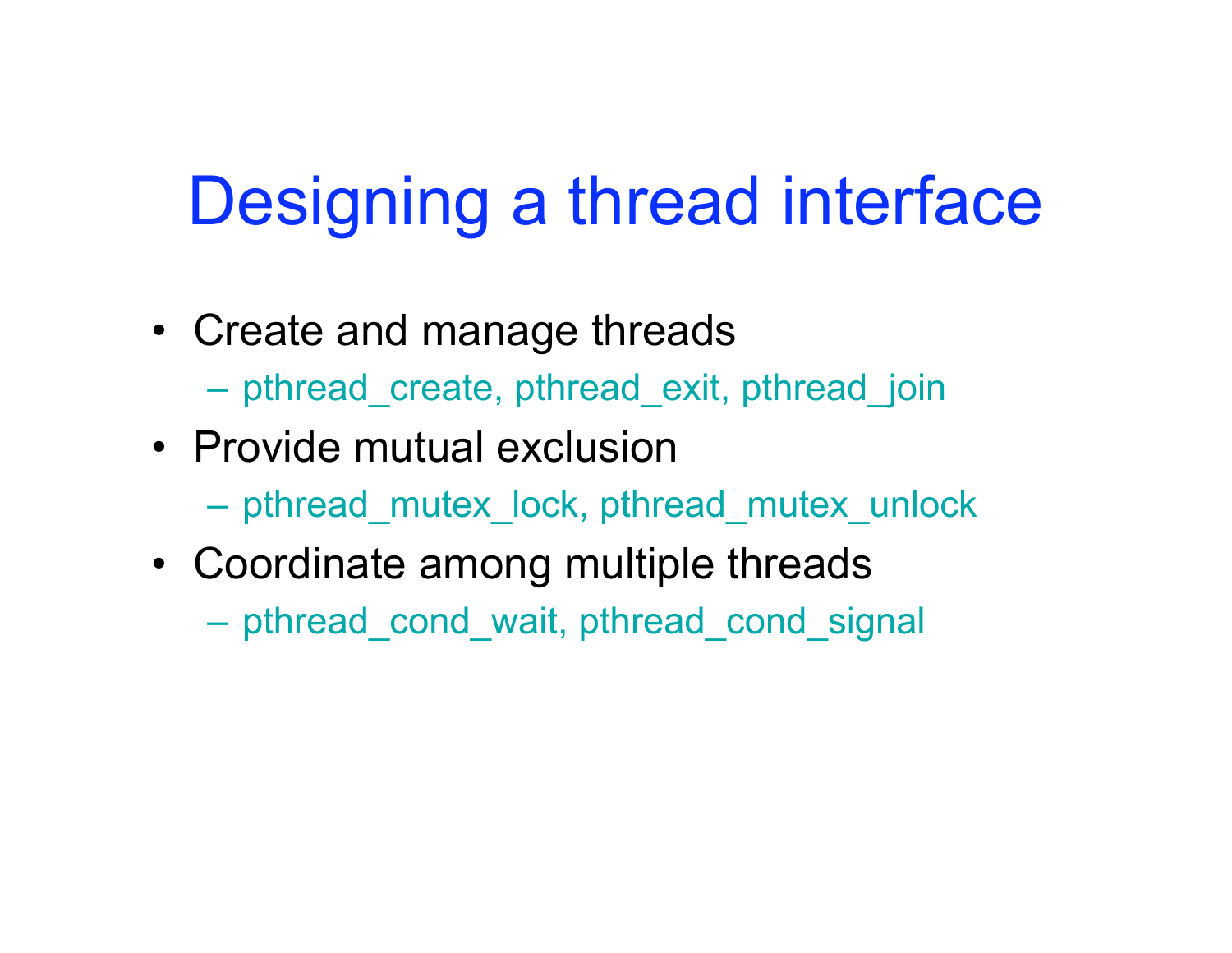# Designing a thread interface

- Create and manage threads
  - pthread_create, pthread_exit, pthread_join
- Provide mutual exclusion
  - pthread_mutex_lock, pthread_mutex_unlock
- Coordinate among multiple threads
  - pthread_cond_wait, pthread_cond_signal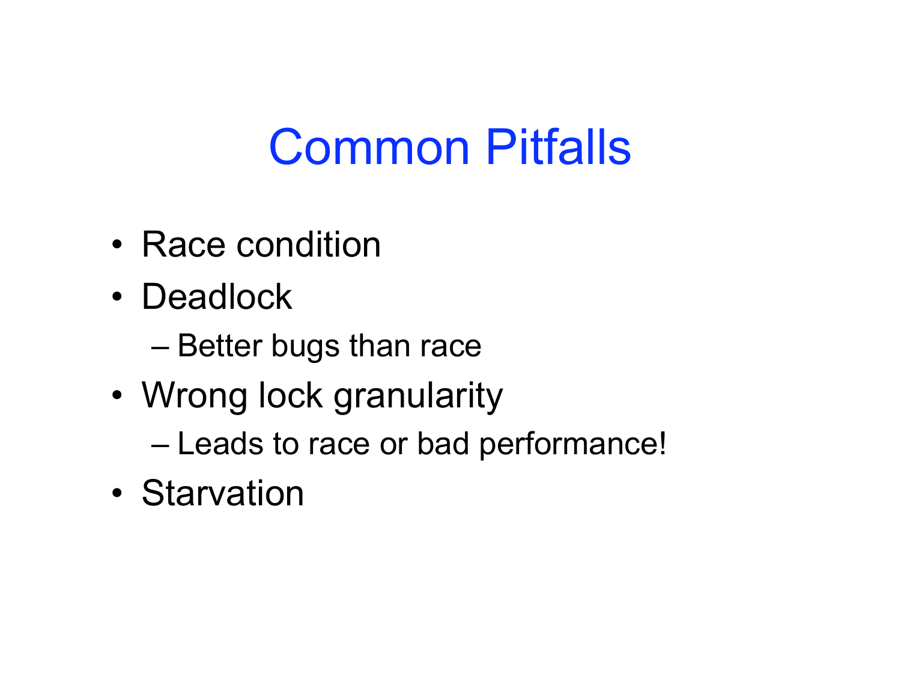# Common Pitfalls

- Race condition
- Deadlock
  - Better bugs than race
- Wrong lock granularity
  - Leads to race or bad performance!
- Starvation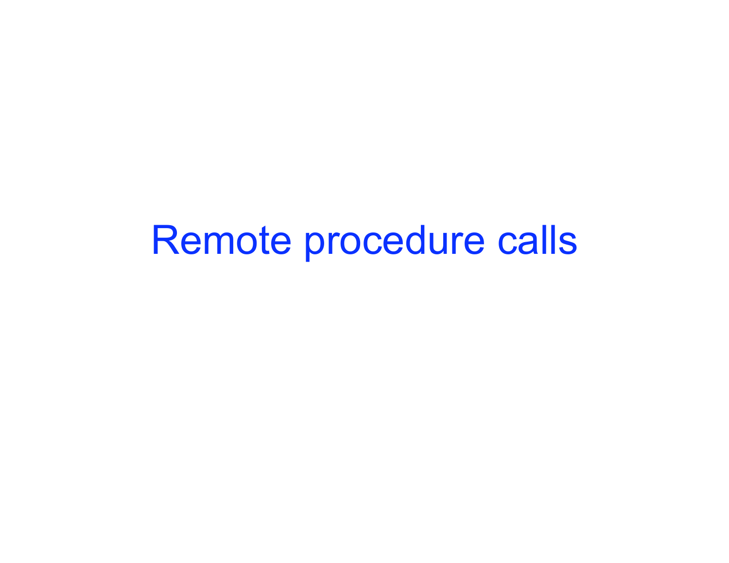# Remote procedure calls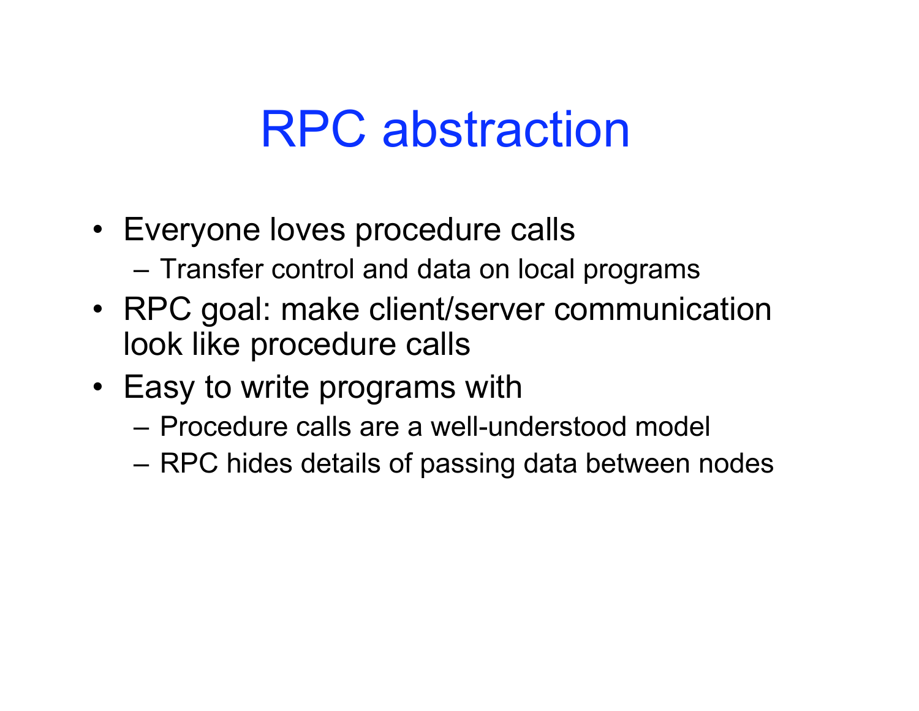# RPC abstraction

- Everyone loves procedure calls
  - Transfer control and data on local programs
- RPC goal: make client/server communication look like procedure calls
- Easy to write programs with
  - Procedure calls are a well-understood model
  - RPC hides details of passing data between nodes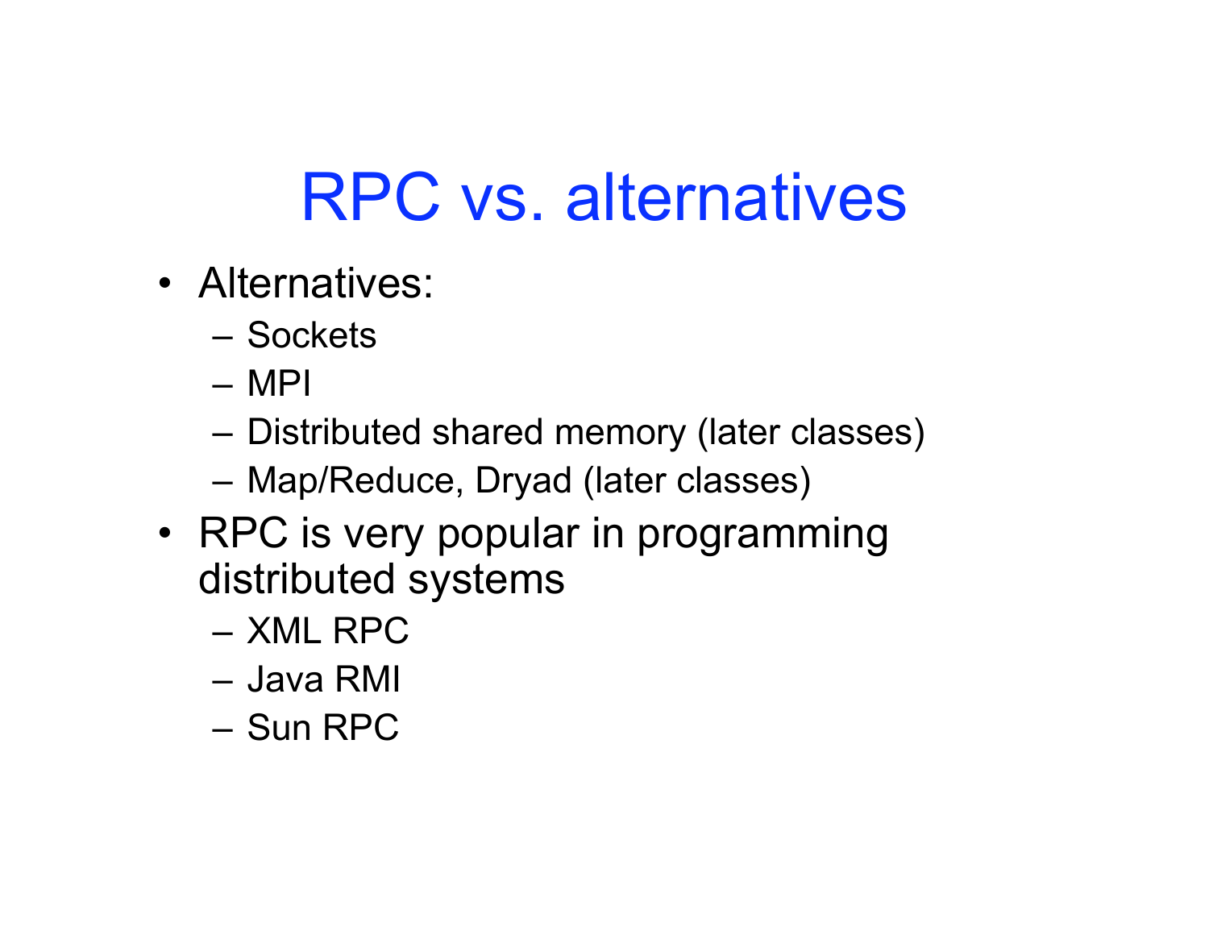# RPC vs. alternatives

- Alternatives:
  - Sockets
  - MPI
  - Distributed shared memory (later classes)
  - Map/Reduce, Dryad (later classes)
- RPC is very popular in programming distributed systems
  - XML RPC
  - Java RMI
  - Sun RPC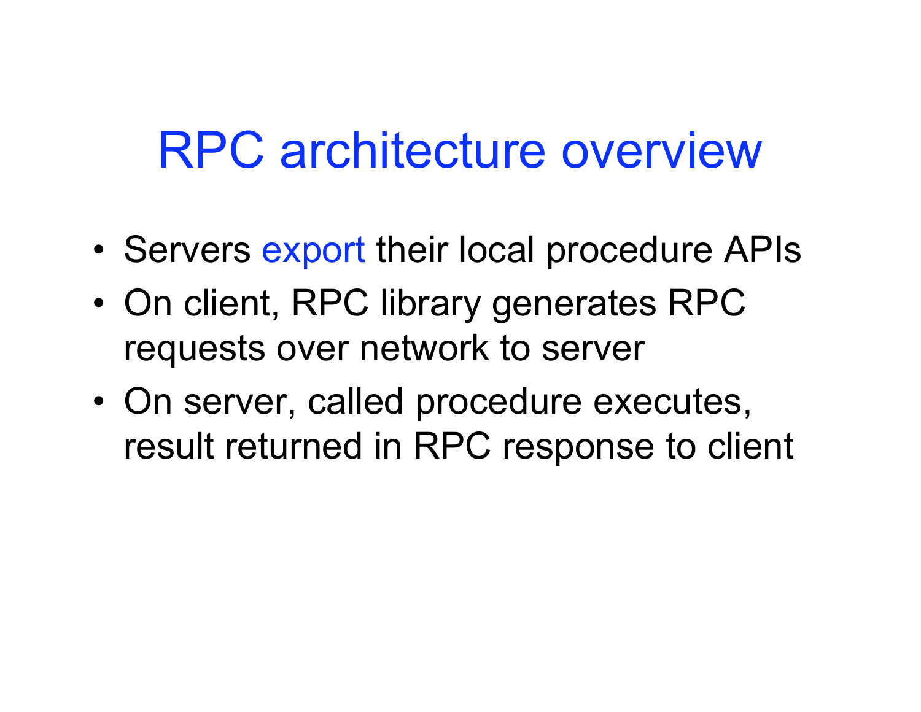# RPC architecture overview

- Servers export their local procedure APIs
- On client, RPC library generates RPC requests over network to server
- On server, called procedure executes, result returned in RPC response to client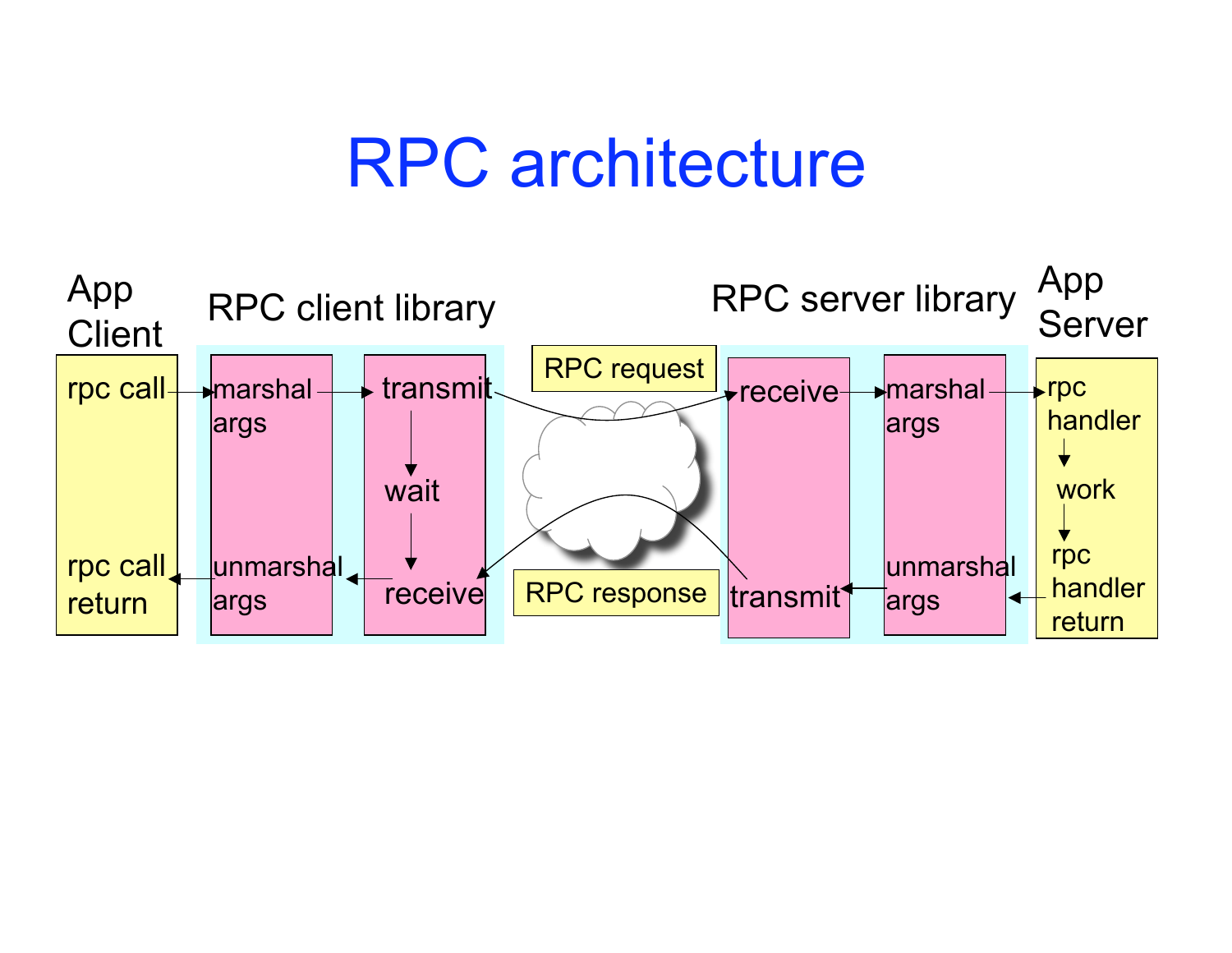# RPC architecture

App Client

- rpc call
- rpc call return

RPC client library

- marshal args
- unmarshal args
- transmit
- wait
- receive

RPC request

RPC response

RPC server library

- receive
- transmit
- marshal args
- unmarshal args

App Server

- rpc handler
- work
- rpc handler return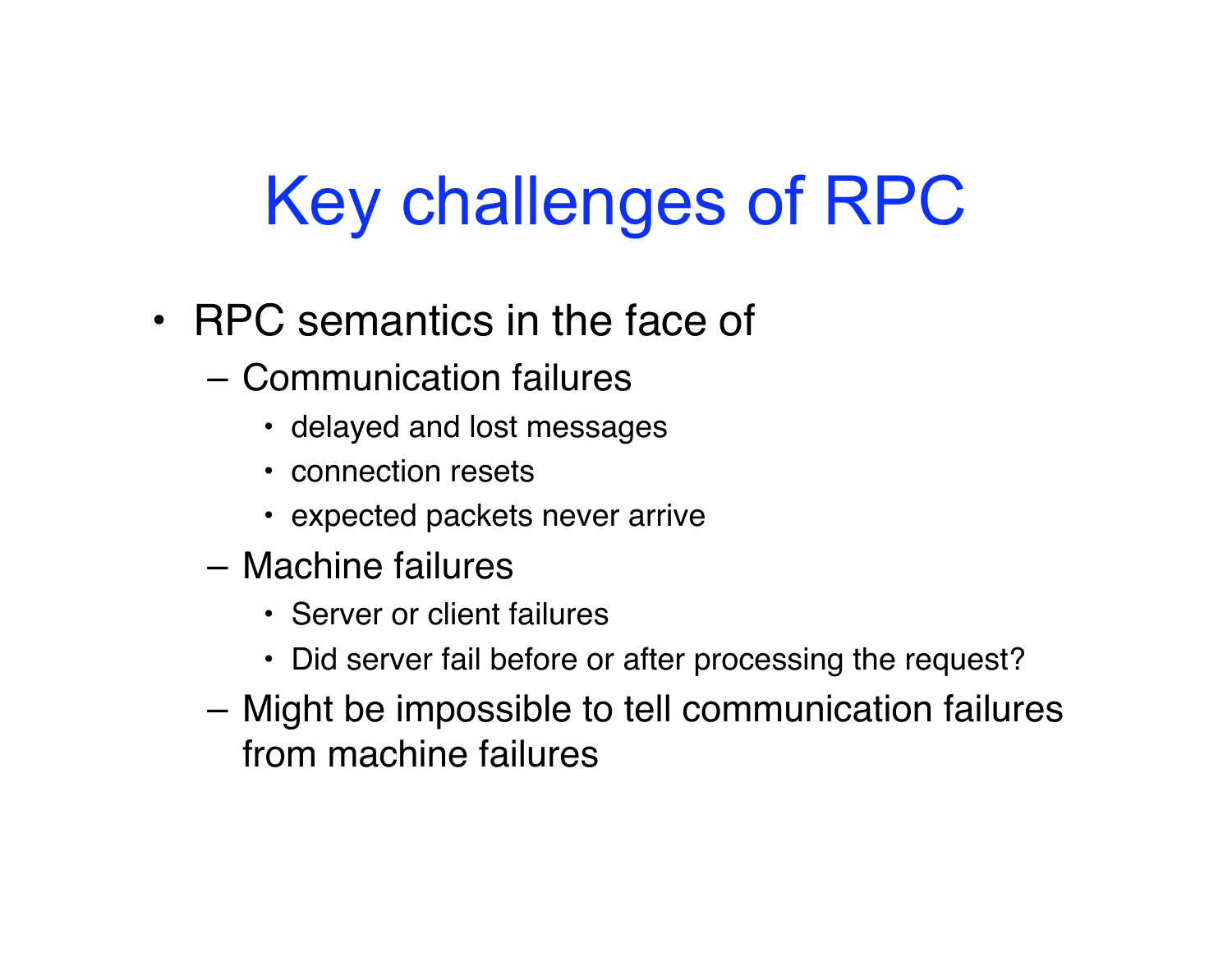# Key challenges of RPC

- RPC semantics in the face of
  - Communication failures
    - delayed and lost messages
    - connection resets
    - expected packets never arrive
  - Machine failures
    - Server or client failures
    - Did server fail before or after processing the request?
  - Might be impossible to tell communication failures from machine failures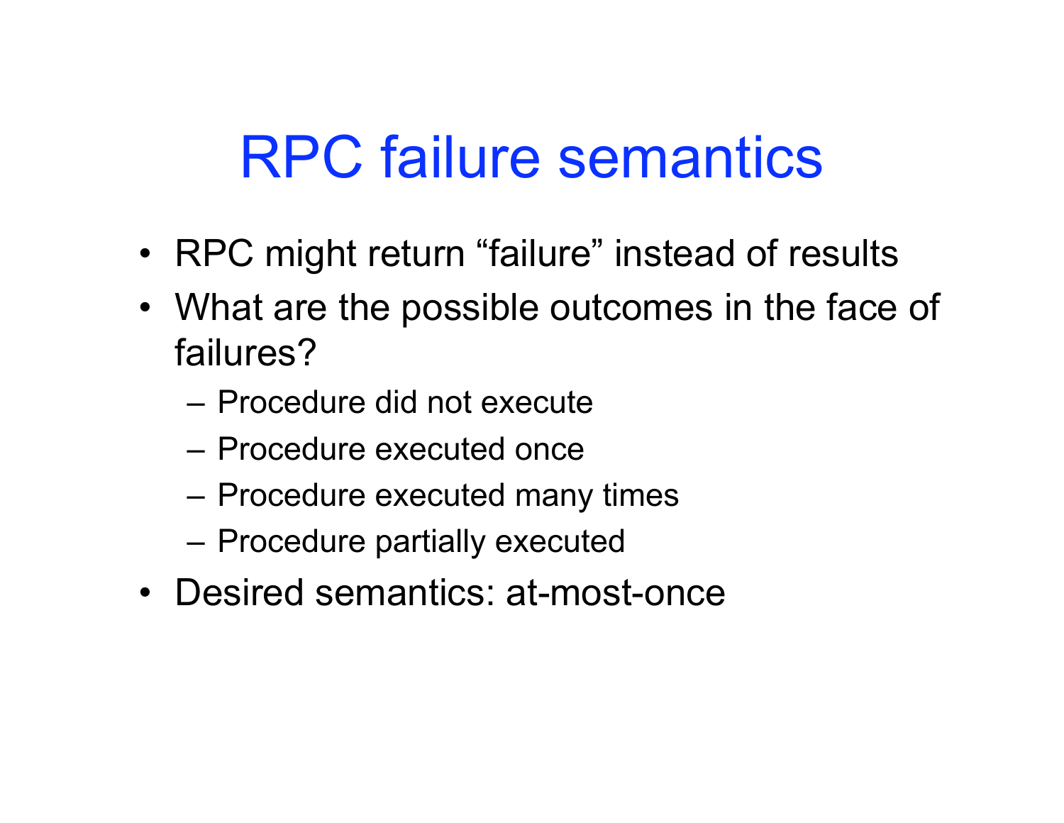# RPC failure semantics

- RPC might return “failure” instead of results
- What are the possible outcomes in the face of failures?
  - Procedure did not execute
  - Procedure executed once
  - Procedure executed many times
  - Procedure partially executed
- Desired semantics: at-most-once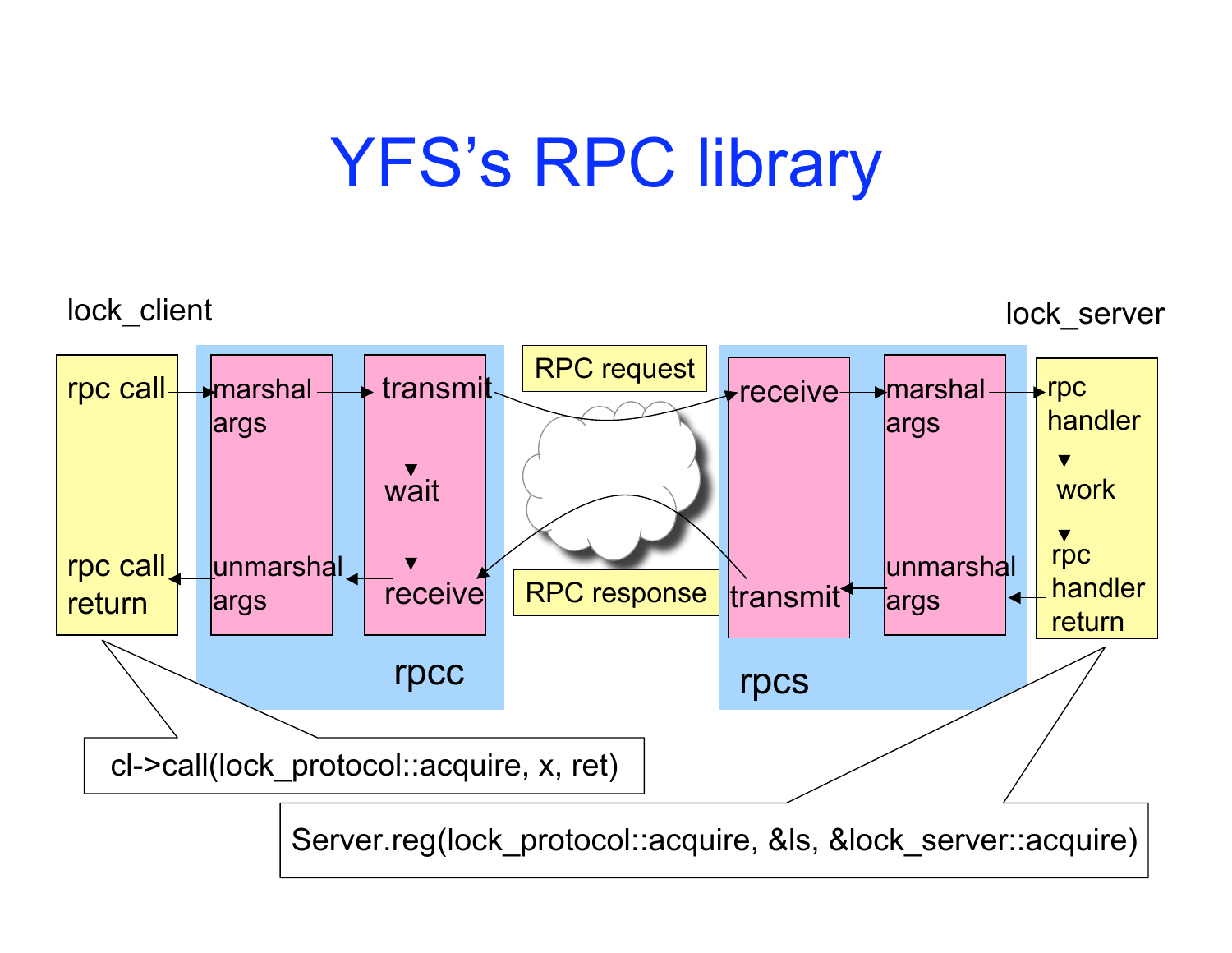# YFS's RPC library

lock_client

- rpc call
- rpc call return

rpcc

- marshal args
- unmarshal args
- transmit
- wait
- receive

RPC request

RPC response

rpcs

- receive
- transmit
- marshal args
- unmarshal args

lock_server

- rpc handler
- work
- rpc handler return

cl->call(lock_protocol::acquire, x, ret)

Server.reg(lock_protocol::acquire, &ls, &lock_server::acquire)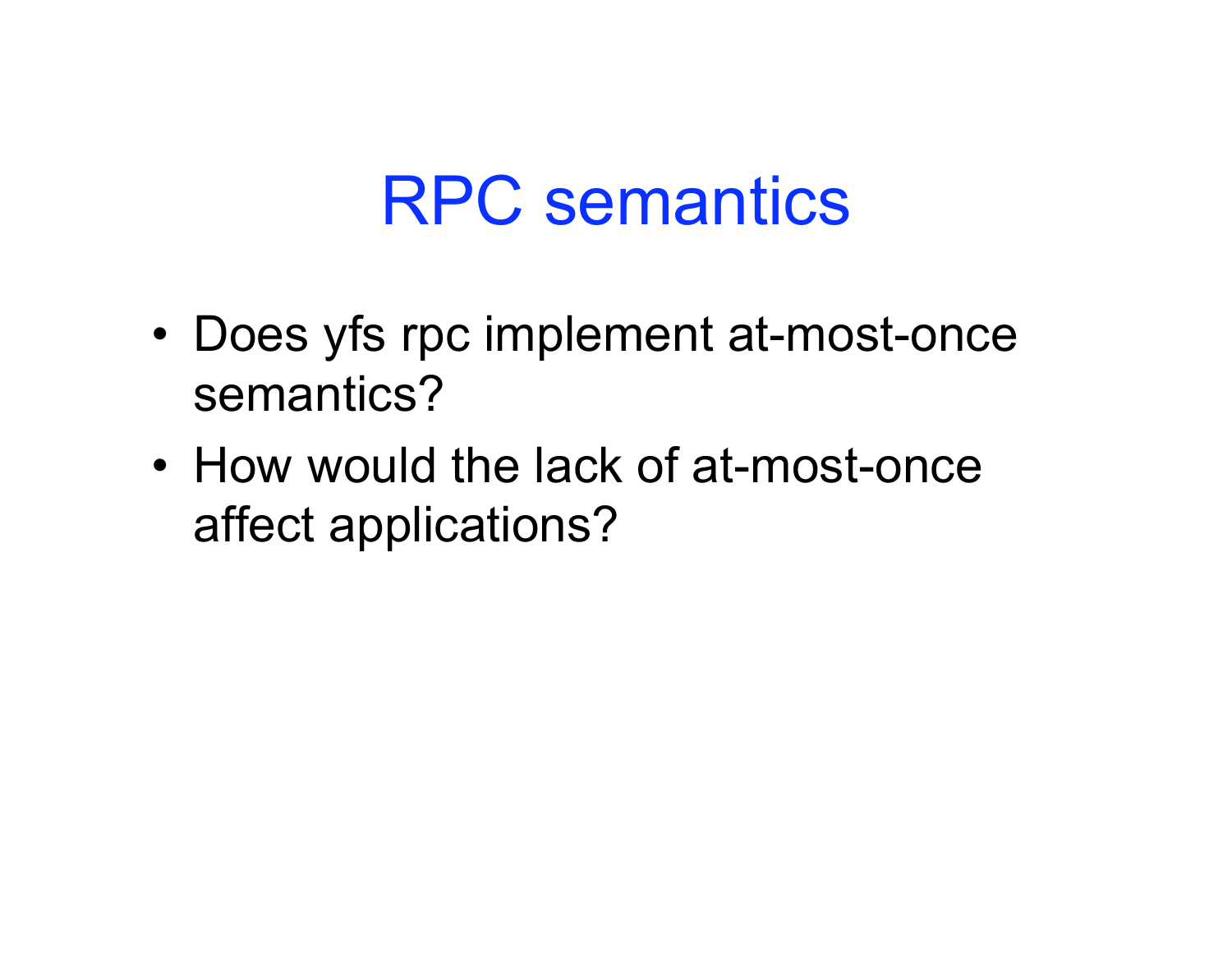# RPC semantics

- Does yfs rpc implement at-most-once semantics?
- How would the lack of at-most-once affect applications?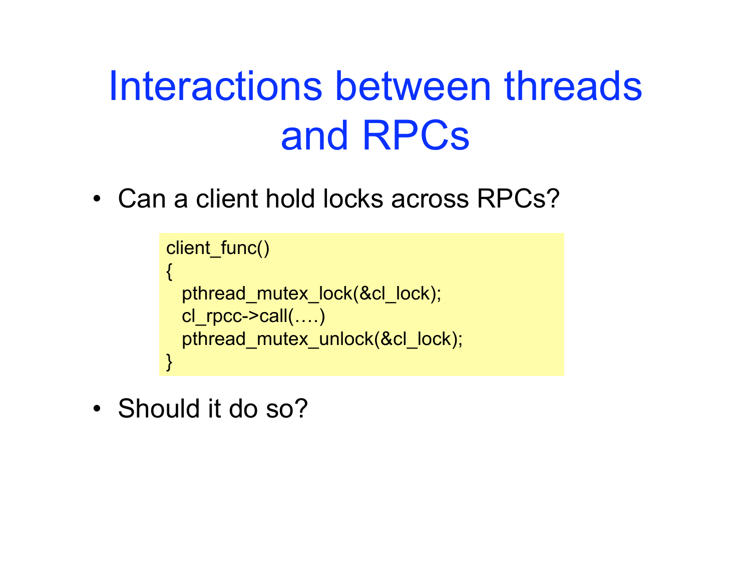# Interactions between threads and RPCs

- Can a client hold locks across RPCs?

```
client_func()
{
   pthread_mutex_lock(&cl_lock);
   cl_rpcc->call(….)
   pthread_mutex_unlock(&cl_lock);
}
```

- Should it do so?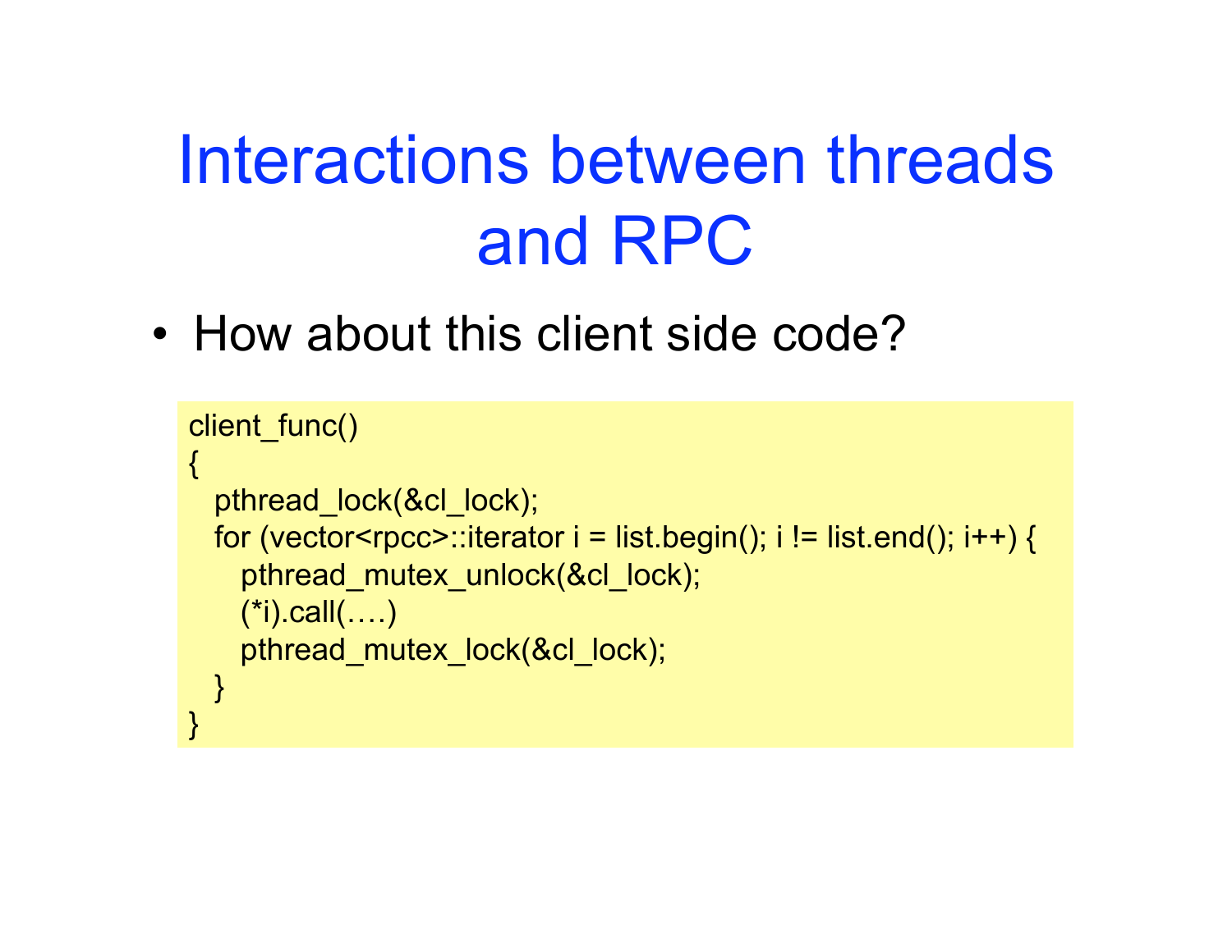# Interactions between threads and RPC

- How about this client side code?

```
client_func()
{
   pthread_lock(&cl_lock);
   for (vector<rpcc>::iterator i = list.begin(); i != list.end(); i++) {
      pthread_mutex_unlock(&cl_lock);
      (*i).call(….)
      pthread_mutex_lock(&cl_lock);
   }
}
```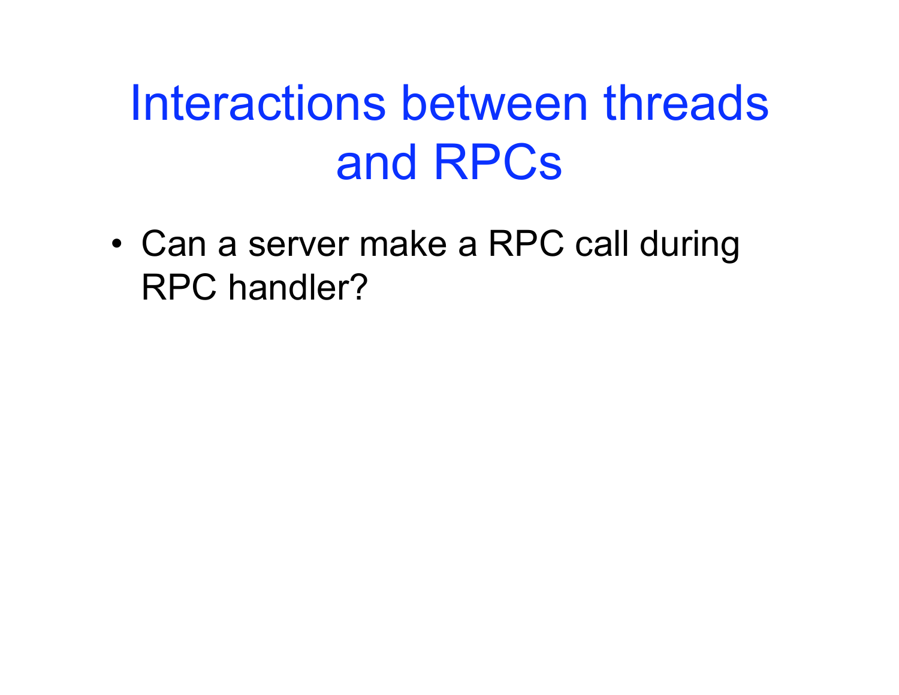# Interactions between threads and RPCs

- Can a server make a RPC call during RPC handler?